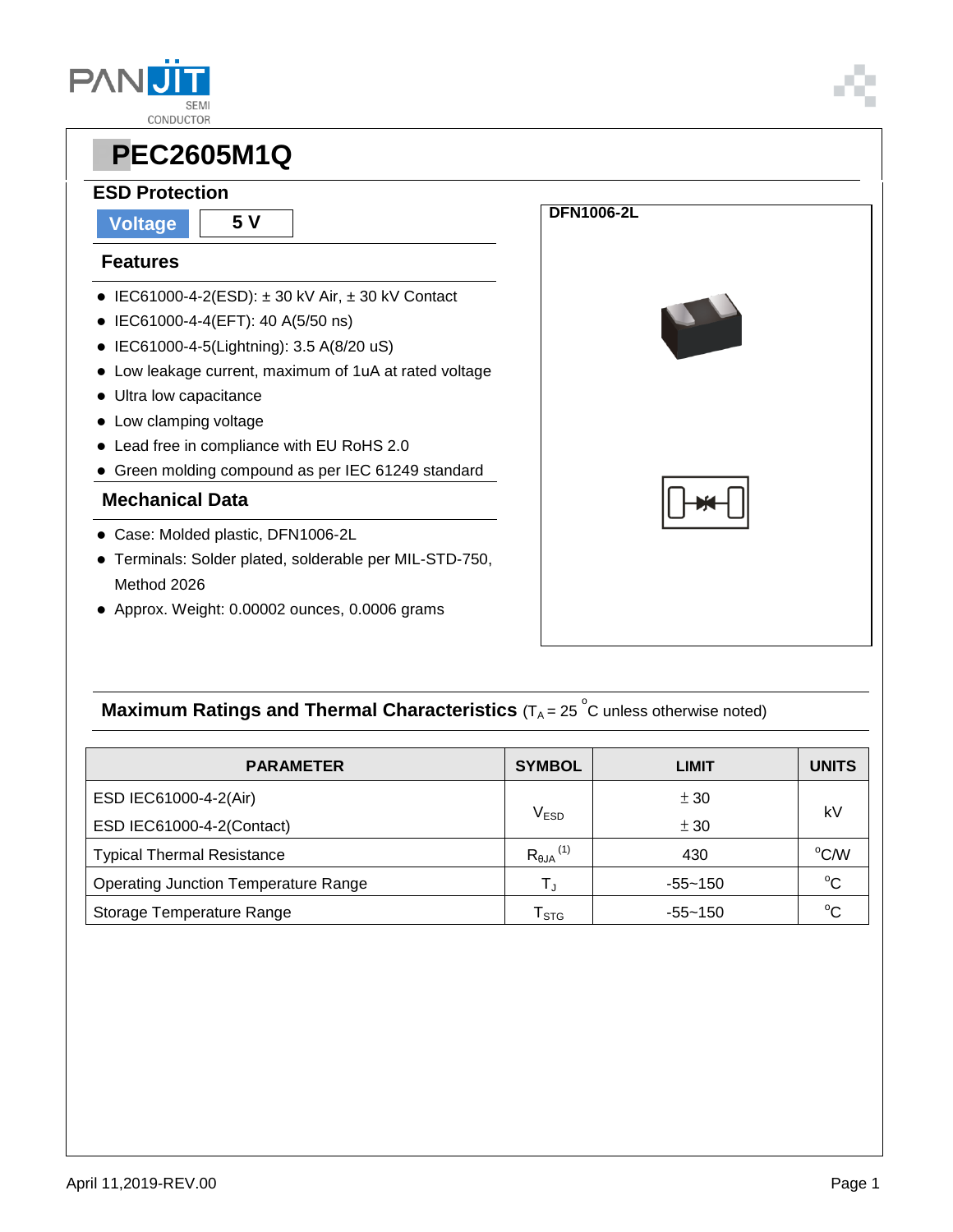# PEC2605M1Q

## ESD Protection

| Voltage | 5 V |
|---|---|

### Features

- IEC61000-4-2(ESD): ± 30 kV Air, ± 30 kV Contact
- IEC61000-4-4(EFT): 40 A(5/50 ns)
- IEC61000-4-5(Lightning): 3.5 A(8/20 uS)
- Low leakage current, maximum of 1uA at rated voltage
- Ultra low capacitance
- Low clamping voltage
- Lead free in compliance with EU RoHS 2.0
- Green molding compound as per IEC 61249 standard

### Mechanical Data

- Case: Molded plastic, DFN1006-2L
- Terminals: Solder plated, solderable per MIL-STD-750, Method 2026
- Approx. Weight: 0.00002 ounces, 0.0006 grams

**DFN1006-2L**

### Maximum Ratings and Thermal Characteristics ($T_A = 25\ ^oC$ unless otherwise noted)

| PARAMETER | SYMBOL | LIMIT | UNITS |
|---|---|---|---|
| ESD IEC61000-4-2(Air) | $V_{ESD}$ | ± 30 | kV |
| ESD IEC61000-4-2(Contact) | | ± 30 | |
| Typical Thermal Resistance | $R_{\theta JA}$ (1) | 430 | $^oC/W$ |
| Operating Junction Temperature Range | $T_J$ | -55~150 | $^oC$ |
| Storage Temperature Range | $T_{STG}$ | -55~150 | $^oC$ |

April 11,2019-REV.00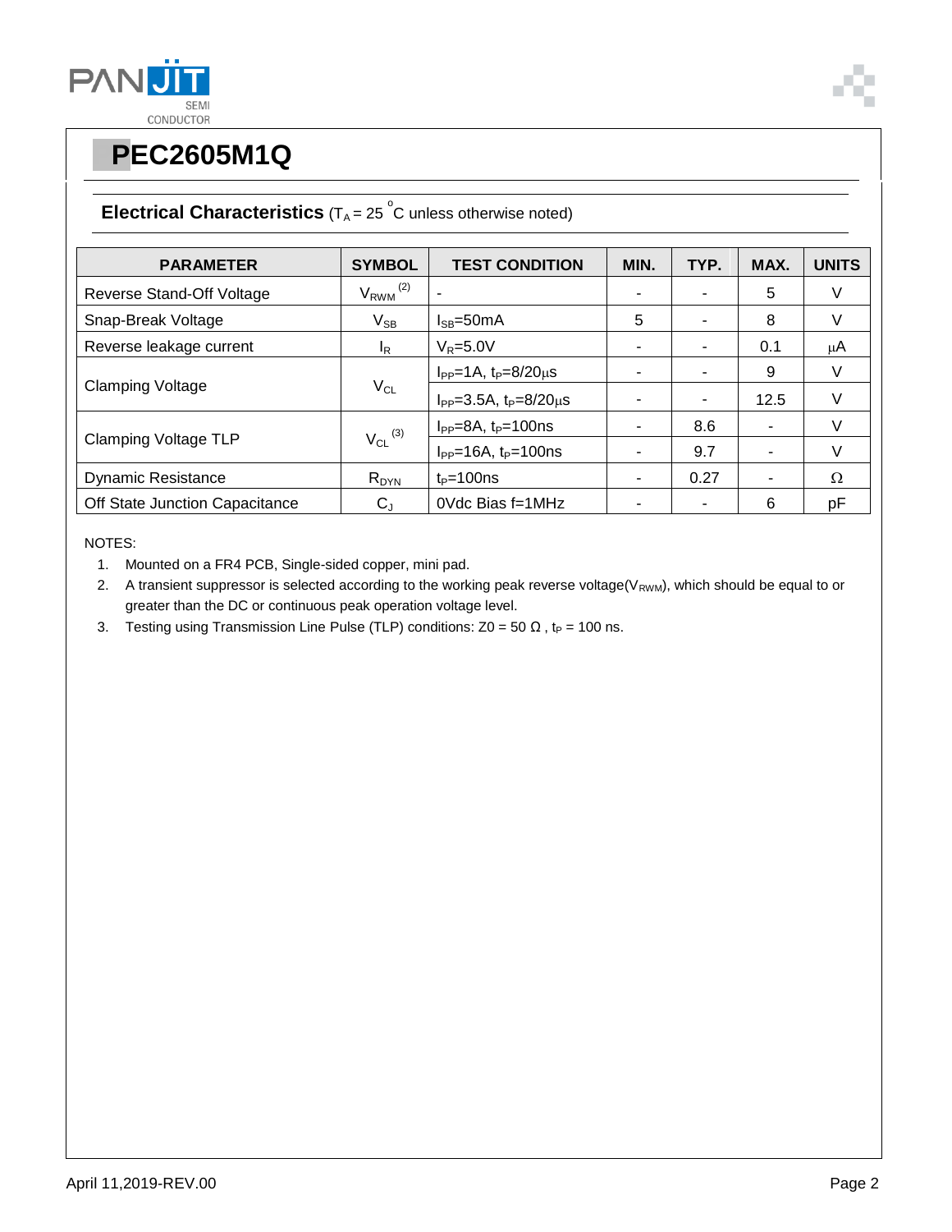# PEC2605M1Q

## Electrical Characteristics ($T_A = 25\ ^oC$ unless otherwise noted)

| PARAMETER | SYMBOL | TEST CONDITION | MIN. | TYP. | MAX. | UNITS |
|---|---|---|---|---|---|---|
| Reverse Stand-Off Voltage | $V_{RWM}$ (2) | - | - | - | 5 | V |
| Snap-Break Voltage | $V_{SB}$ | $I_{SB}$=50mA | 5 | - | 8 | V |
| Reverse leakage current | $I_R$ | $V_R$=5.0V | - | - | 0.1 | μA |
| Clamping Voltage | $V_{CL}$ | $I_{PP}$=1A, $t_P$=8/20μs | - | - | 9 | V |
| | | $I_{PP}$=3.5A, $t_P$=8/20μs | - | - | 12.5 | V |
| Clamping Voltage TLP | $V_{CL}$ (3) | $I_{PP}$=8A, $t_P$=100ns | - | 8.6 | - | V |
| | | $I_{PP}$=16A, $t_P$=100ns | - | 9.7 | - | V |
| Dynamic Resistance | $R_{DYN}$ | $t_P$=100ns | - | 0.27 | - | Ω |
| Off State Junction Capacitance | $C_J$ | 0Vdc Bias f=1MHz | - | - | 6 | pF |

NOTES:

1. Mounted on a FR4 PCB, Single-sided copper, mini pad.
2. A transient suppressor is selected according to the working peak reverse voltage($V_{RWM}$), which should be equal to or greater than the DC or continuous peak operation voltage level.
3. Testing using Transmission Line Pulse (TLP) conditions: Z0 = 50 Ω , $t_P$ = 100 ns.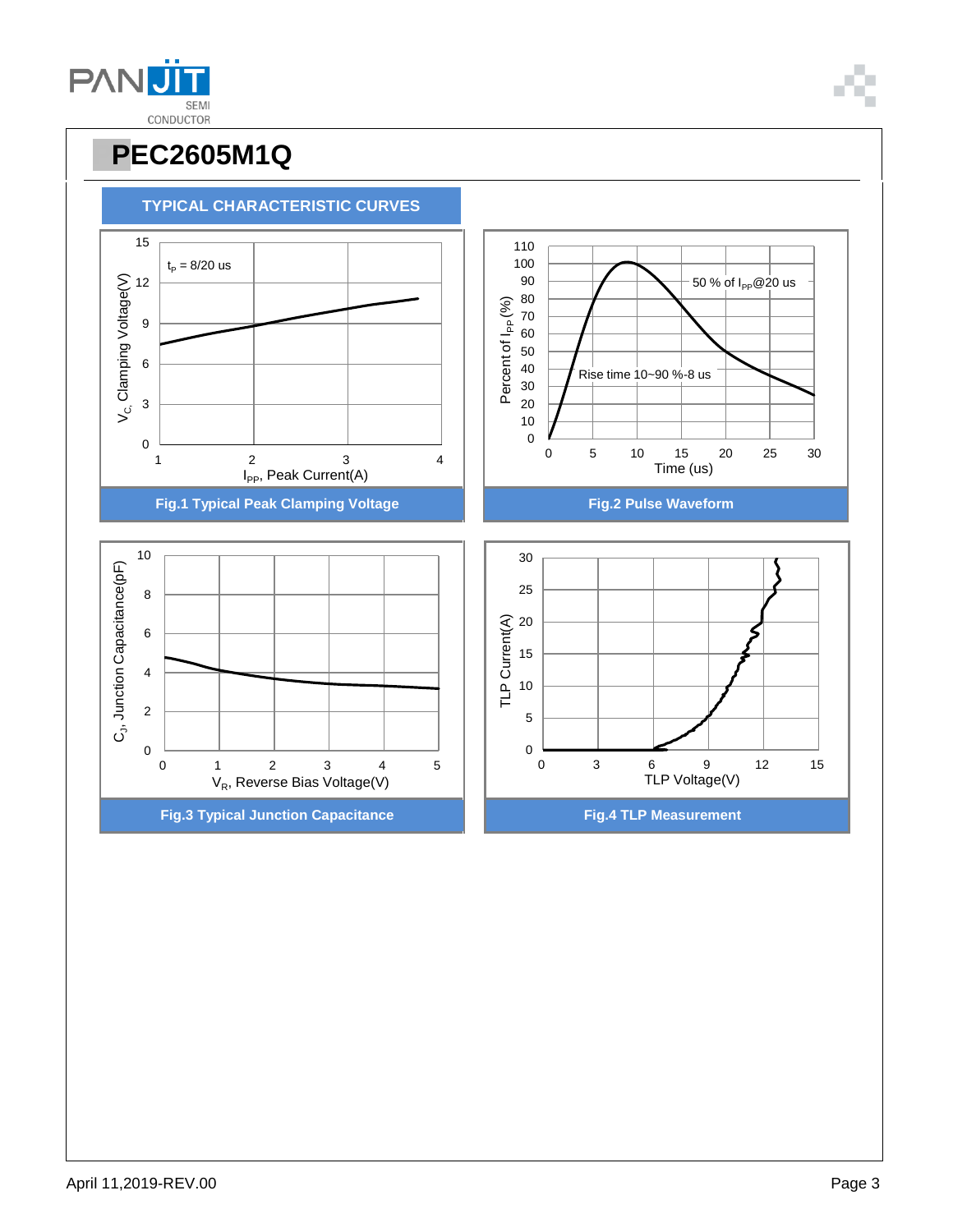# PEC2605M1Q

## TYPICAL CHARACTERISTIC CURVES

$t_p$ = 8/20 us

$V_C$, Clamping Voltage(V)

$I_{PP}$, Peak Current(A)

Fig.1 Typical Peak Clamping Voltage

50 % of $I_{PP}$@20 us

Rise time 10~90 %-8 us

Percent of $I_{PP}$ (%)

Time (us)

Fig.2 Pulse Waveform

$C_J$, Junction Capacitance(pF)

$V_R$, Reverse Bias Voltage(V)

Fig.3 Typical Junction Capacitance

TLP Current(A)

TLP Voltage(V)

Fig.4 TLP Measurement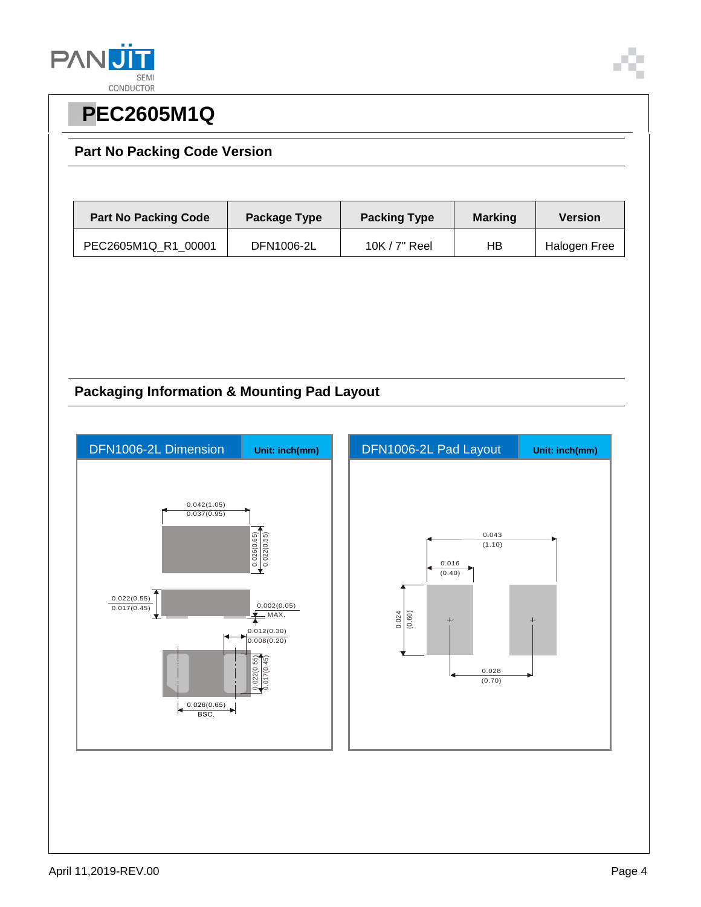# PEC2605M1Q

## Part No Packing Code Version

| Part No Packing Code | Package Type | Packing Type | Marking | Version |
|---|---|---|---|---|
| PEC2605M1Q_R1_00001 | DFN1006-2L | 10K / 7" Reel | HB | Halogen Free |

## Packaging Information & Mounting Pad Layout

**DFN1006-2L Dimension** — Unit: inch(mm)

0.042(1.05)
0.037(0.95)

0.026(0.65)
0.022(0.55)

0.022(0.55)
0.017(0.45)

0.002(0.05)
MAX.

0.012(0.30)
0.008(0.20)

0.022(0.55)
0.017(0.45)

0.026(0.65)
BSC.

**DFN1006-2L Pad Layout** — Unit: inch(mm)

0.043
(1.10)

0.016
(0.40)

0.024
(0.60)

0.028
(0.70)

April 11,2019-REV.00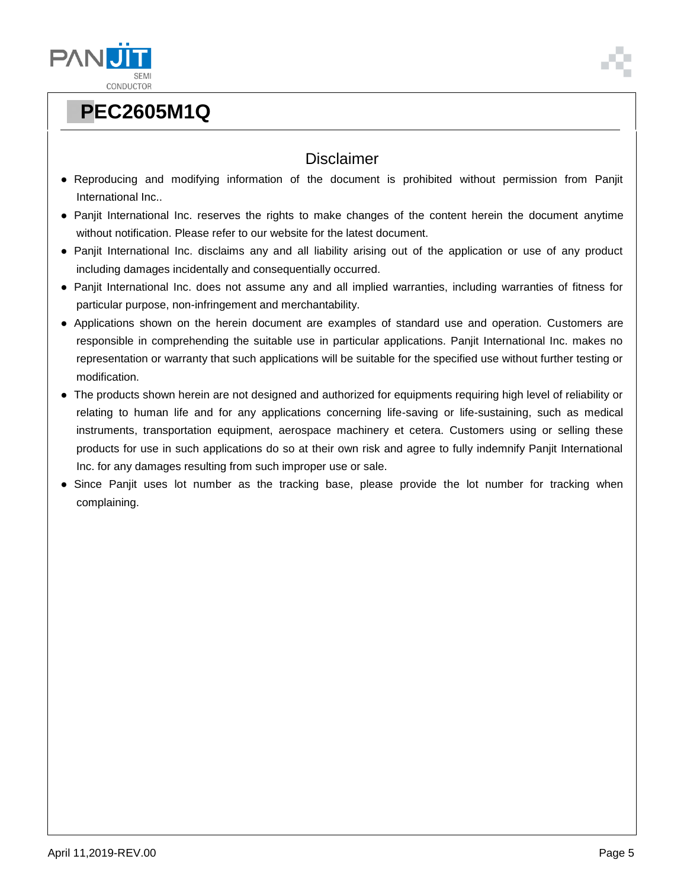# PEC2605M1Q

## Disclaimer

- Reproducing and modifying information of the document is prohibited without permission from Panjit International Inc..
- Panjit International Inc. reserves the rights to make changes of the content herein the document anytime without notification. Please refer to our website for the latest document.
- Panjit International Inc. disclaims any and all liability arising out of the application or use of any product including damages incidentally and consequentially occurred.
- Panjit International Inc. does not assume any and all implied warranties, including warranties of fitness for particular purpose, non-infringement and merchantability.
- Applications shown on the herein document are examples of standard use and operation. Customers are responsible in comprehending the suitable use in particular applications. Panjit International Inc. makes no representation or warranty that such applications will be suitable for the specified use without further testing or modification.
- The products shown herein are not designed and authorized for equipments requiring high level of reliability or relating to human life and for any applications concerning life-saving or life-sustaining, such as medical instruments, transportation equipment, aerospace machinery et cetera. Customers using or selling these products for use in such applications do so at their own risk and agree to fully indemnify Panjit International Inc. for any damages resulting from such improper use or sale.
- Since Panjit uses lot number as the tracking base, please provide the lot number for tracking when complaining.

April 11,2019-REV.00